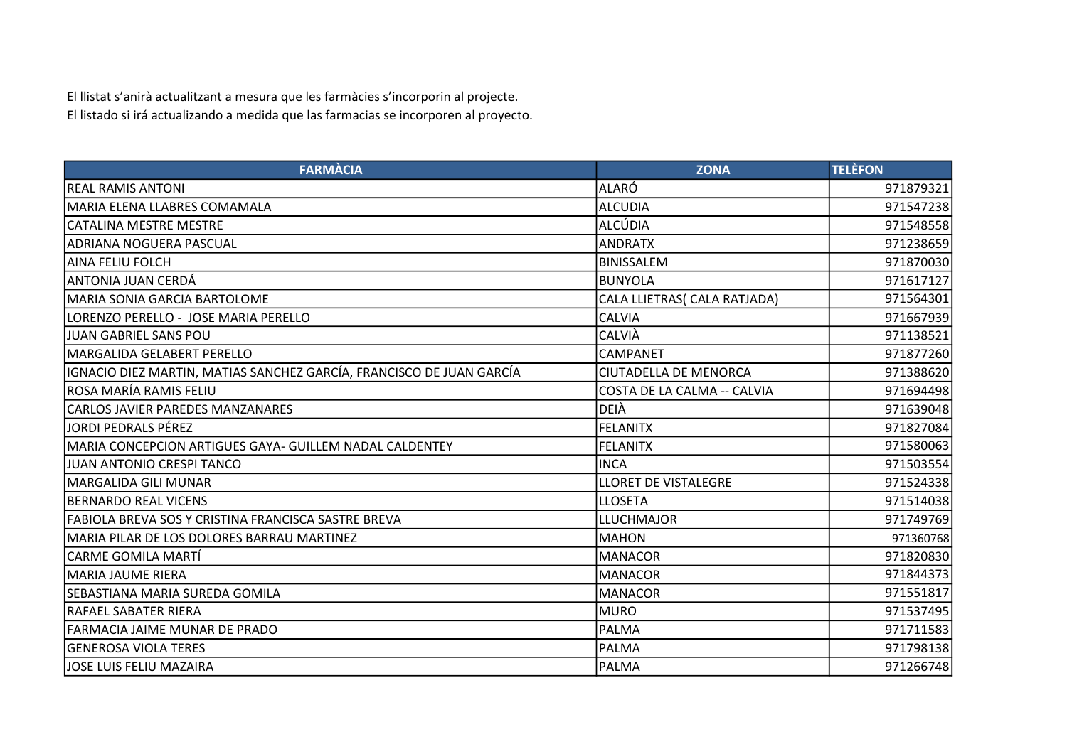El llistat s'anirà actualitzant a mesura que les farmàcies s'incorporin al projecte.
El listado si irá actualizando a medida que las farmacias se incorporen al proyecto.

| FARMÀCIA | ZONA | TELÈFON |
|---|---|---|
| REAL RAMIS ANTONI | ALARÓ | 971879321 |
| MARIA ELENA LLABRES COMAMALA | ALCUDIA | 971547238 |
| CATALINA MESTRE MESTRE | ALCÚDIA | 971548558 |
| ADRIANA NOGUERA PASCUAL | ANDRATX | 971238659 |
| AINA FELIU FOLCH | BINISSALEM | 971870030 |
| ANTONIA JUAN CERDÁ | BUNYOLA | 971617127 |
| MARIA SONIA GARCIA BARTOLOME | CALA LLIETRAS( CALA RATJADA) | 971564301 |
| LORENZO PERELLO - JOSE MARIA PERELLO | CALVIA | 971667939 |
| JUAN GABRIEL SANS POU | CALVIÀ | 971138521 |
| MARGALIDA GELABERT PERELLO | CAMPANET | 971877260 |
| IGNACIO DIEZ MARTIN, MATIAS SANCHEZ GARCÍA, FRANCISCO DE JUAN GARCÍA | CIUTADELLA DE MENORCA | 971388620 |
| ROSA MARÍA RAMIS FELIU | COSTA DE LA CALMA -- CALVIA | 971694498 |
| CARLOS JAVIER PAREDES MANZANARES | DEIÀ | 971639048 |
| JORDI PEDRALS PÉREZ | FELANITX | 971827084 |
| MARIA CONCEPCION ARTIGUES GAYA- GUILLEM NADAL CALDENTEY | FELANITX | 971580063 |
| JUAN ANTONIO CRESPI TANCO | INCA | 971503554 |
| MARGALIDA GILI MUNAR | LLORET DE VISTALEGRE | 971524338 |
| BERNARDO REAL VICENS | LLOSETA | 971514038 |
| FABIOLA BREVA SOS Y CRISTINA FRANCISCA SASTRE BREVA | LLUCHMAJOR | 971749769 |
| MARIA PILAR DE LOS DOLORES BARRAU MARTINEZ | MAHON | 971360768 |
| CARME GOMILA MARTÍ | MANACOR | 971820830 |
| MARIA JAUME RIERA | MANACOR | 971844373 |
| SEBASTIANA MARIA SUREDA GOMILA | MANACOR | 971551817 |
| RAFAEL SABATER RIERA | MURO | 971537495 |
| FARMACIA JAIME MUNAR DE PRADO | PALMA | 971711583 |
| GENEROSA VIOLA TERES | PALMA | 971798138 |
| JOSE LUIS FELIU MAZAIRA | PALMA | 971266748 |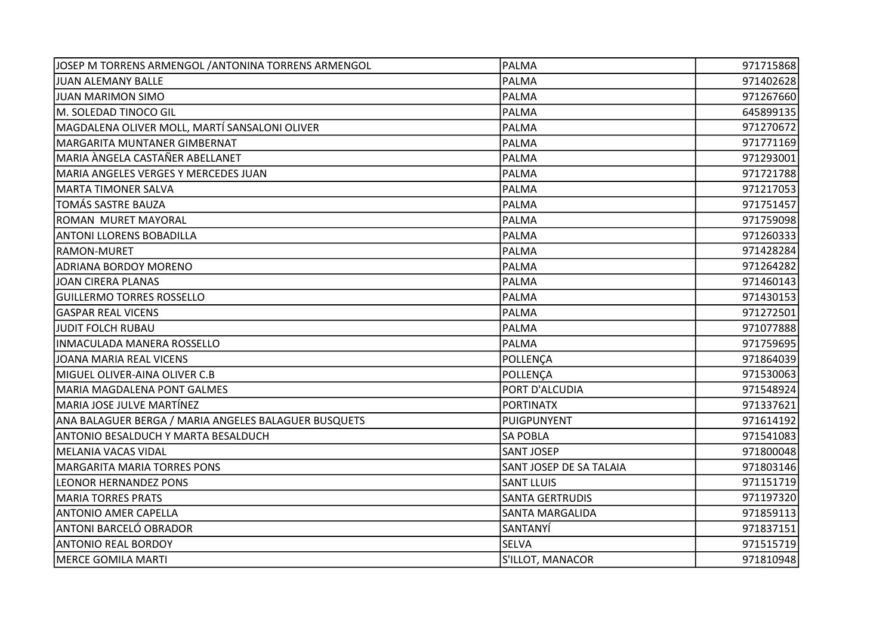| | | |
|---|---|---|
| JOSEP M TORRENS ARMENGOL /ANTONINA TORRENS ARMENGOL | PALMA | 971715868 |
| JUAN ALEMANY BALLE | PALMA | 971402628 |
| JUAN MARIMON SIMO | PALMA | 971267660 |
| M. SOLEDAD TINOCO GIL | PALMA | 645899135 |
| MAGDALENA OLIVER MOLL, MARTÍ SANSALONI OLIVER | PALMA | 971270672 |
| MARGARITA MUNTANER GIMBERNAT | PALMA | 971771169 |
| MARIA ÀNGELA CASTAÑER ABELLANET | PALMA | 971293001 |
| MARIA ANGELES VERGES Y MERCEDES JUAN | PALMA | 971721788 |
| MARTA TIMONER SALVA | PALMA | 971217053 |
| TOMÁS SASTRE BAUZA | PALMA | 971751457 |
| ROMAN MURET MAYORAL | PALMA | 971759098 |
| ANTONI LLORENS BOBADILLA | PALMA | 971260333 |
| RAMON-MURET | PALMA | 971428284 |
| ADRIANA BORDOY MORENO | PALMA | 971264282 |
| JOAN CIRERA PLANAS | PALMA | 971460143 |
| GUILLERMO TORRES ROSSELLO | PALMA | 971430153 |
| GASPAR REAL VICENS | PALMA | 971272501 |
| JUDIT FOLCH RUBAU | PALMA | 971077888 |
| INMACULADA MANERA ROSSELLO | PALMA | 971759695 |
| JOANA MARIA REAL VICENS | POLLENÇA | 971864039 |
| MIGUEL OLIVER-AINA OLIVER C.B | POLLENÇA | 971530063 |
| MARIA MAGDALENA PONT GALMES | PORT D'ALCUDIA | 971548924 |
| MARIA JOSE JULVE MARTÍNEZ | PORTINATX | 971337621 |
| ANA BALAGUER BERGA / MARIA ANGELES BALAGUER BUSQUETS | PUIGPUNYENT | 971614192 |
| ANTONIO BESALDUCH Y MARTA BESALDUCH | SA POBLA | 971541083 |
| MELANIA VACAS VIDAL | SANT JOSEP | 971800048 |
| MARGARITA MARIA TORRES PONS | SANT JOSEP DE SA TALAIA | 971803146 |
| LEONOR HERNANDEZ PONS | SANT LLUIS | 971151719 |
| MARIA TORRES PRATS | SANTA GERTRUDIS | 971197320 |
| ANTONIO AMER CAPELLA | SANTA MARGALIDA | 971859113 |
| ANTONI BARCELÓ OBRADOR | SANTANYÍ | 971837151 |
| ANTONIO REAL BORDOY | SELVA | 971515719 |
| MERCE GOMILA MARTI | S'ILLOT, MANACOR | 971810948 |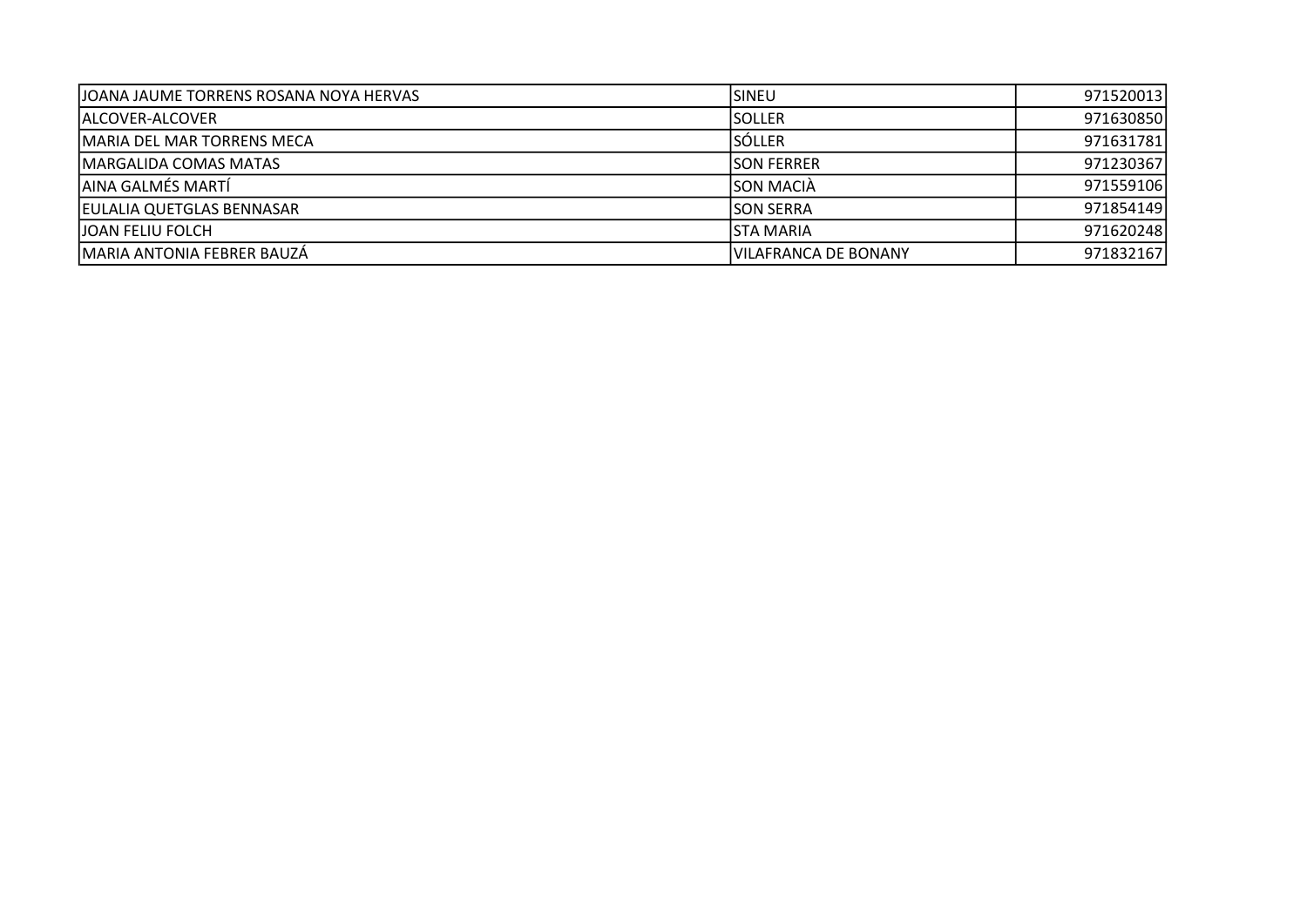| | | |
|---|---|---|
| JOANA JAUME TORRENS ROSANA NOYA HERVAS | SINEU | 971520013 |
| ALCOVER-ALCOVER | SOLLER | 971630850 |
| MARIA DEL MAR TORRENS MECA | SÓLLER | 971631781 |
| MARGALIDA COMAS MATAS | SON FERRER | 971230367 |
| AINA GALMÉS MARTÍ | SON MACIÀ | 971559106 |
| EULALIA QUETGLAS BENNASAR | SON SERRA | 971854149 |
| JOAN FELIU FOLCH | STA MARIA | 971620248 |
| MARIA ANTONIA FEBRER BAUZÁ | VILAFRANCA DE BONANY | 971832167 |